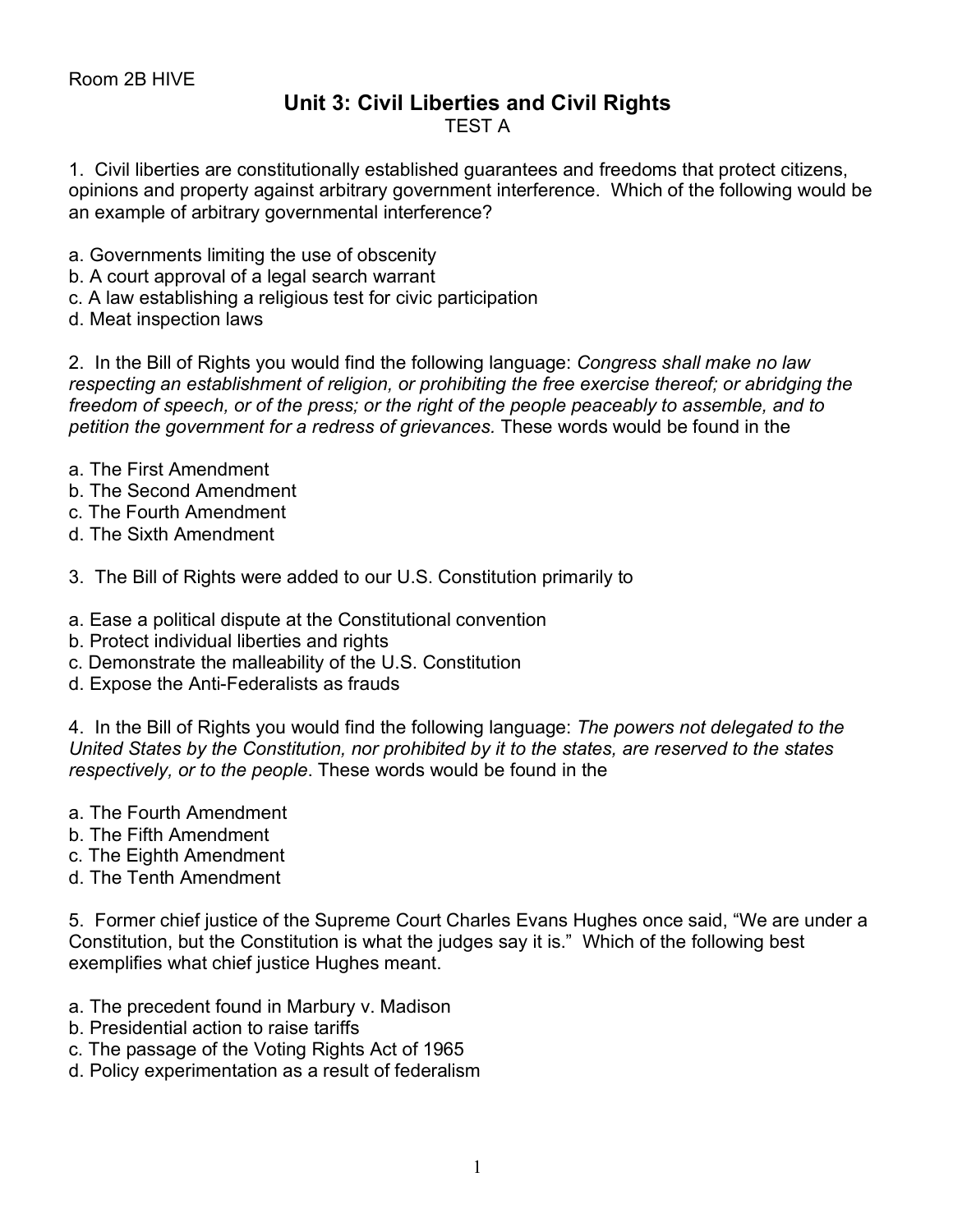Room 2B HIVE

# Unit 3: Civil Liberties and Civil Rights

TEST A

1. Civil liberties are constitutionally established guarantees and freedoms that protect citizens, opinions and property against arbitrary government interference. Which of the following would be an example of arbitrary governmental interference?

a. Governments limiting the use of obscenity
b. A court approval of a legal search warrant
c. A law establishing a religious test for civic participation
d. Meat inspection laws

2. In the Bill of Rights you would find the following language: *Congress shall make no law respecting an establishment of religion, or prohibiting the free exercise thereof; or abridging the freedom of speech, or of the press; or the right of the people peaceably to assemble, and to petition the government for a redress of grievances.* These words would be found in the

a. The First Amendment
b. The Second Amendment
c. The Fourth Amendment
d. The Sixth Amendment

3. The Bill of Rights were added to our U.S. Constitution primarily to

a. Ease a political dispute at the Constitutional convention
b. Protect individual liberties and rights
c. Demonstrate the malleability of the U.S. Constitution
d. Expose the Anti-Federalists as frauds

4. In the Bill of Rights you would find the following language: *The powers not delegated to the United States by the Constitution, nor prohibited by it to the states, are reserved to the states respectively, or to the people.* These words would be found in the

a. The Fourth Amendment
b. The Fifth Amendment
c. The Eighth Amendment
d. The Tenth Amendment

5. Former chief justice of the Supreme Court Charles Evans Hughes once said, "We are under a Constitution, but the Constitution is what the judges say it is." Which of the following best exemplifies what chief justice Hughes meant.

a. The precedent found in Marbury v. Madison
b. Presidential action to raise tariffs
c. The passage of the Voting Rights Act of 1965
d. Policy experimentation as a result of federalism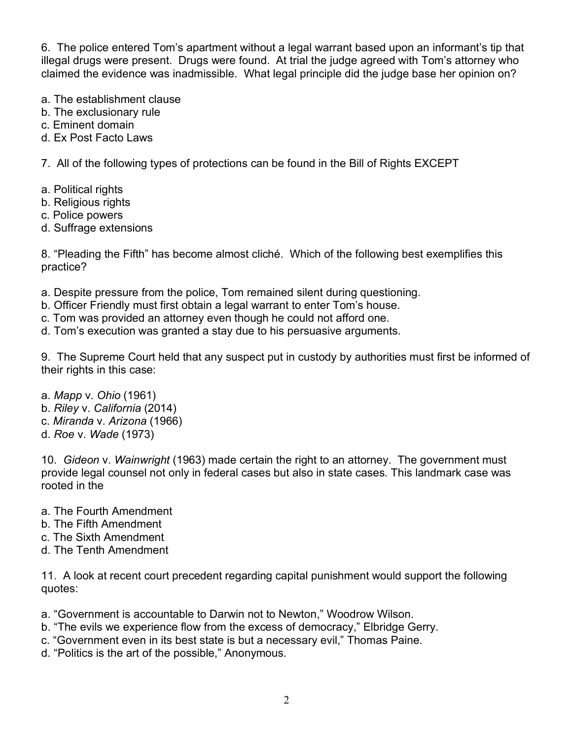6. The police entered Tom's apartment without a legal warrant based upon an informant's tip that illegal drugs were present. Drugs were found. At trial the judge agreed with Tom's attorney who claimed the evidence was inadmissible. What legal principle did the judge base her opinion on?

a. The establishment clause
b. The exclusionary rule
c. Eminent domain
d. Ex Post Facto Laws

7. All of the following types of protections can be found in the Bill of Rights EXCEPT

a. Political rights
b. Religious rights
c. Police powers
d. Suffrage extensions

8. "Pleading the Fifth" has become almost cliché. Which of the following best exemplifies this practice?

a. Despite pressure from the police, Tom remained silent during questioning.
b. Officer Friendly must first obtain a legal warrant to enter Tom's house.
c. Tom was provided an attorney even though he could not afford one.
d. Tom's execution was granted a stay due to his persuasive arguments.

9. The Supreme Court held that any suspect put in custody by authorities must first be informed of their rights in this case:

a. *Mapp* v. *Ohio* (1961)
b. *Riley* v. *California* (2014)
c. *Miranda* v. *Arizona* (1966)
d. *Roe* v. *Wade* (1973)

10. *Gideon* v. *Wainwright* (1963) made certain the right to an attorney. The government must provide legal counsel not only in federal cases but also in state cases. This landmark case was rooted in the

a. The Fourth Amendment
b. The Fifth Amendment
c. The Sixth Amendment
d. The Tenth Amendment

11. A look at recent court precedent regarding capital punishment would support the following quotes:

a. "Government is accountable to Darwin not to Newton," Woodrow Wilson.
b. "The evils we experience flow from the excess of democracy," Elbridge Gerry.
c. "Government even in its best state is but a necessary evil," Thomas Paine.
d. "Politics is the art of the possible," Anonymous.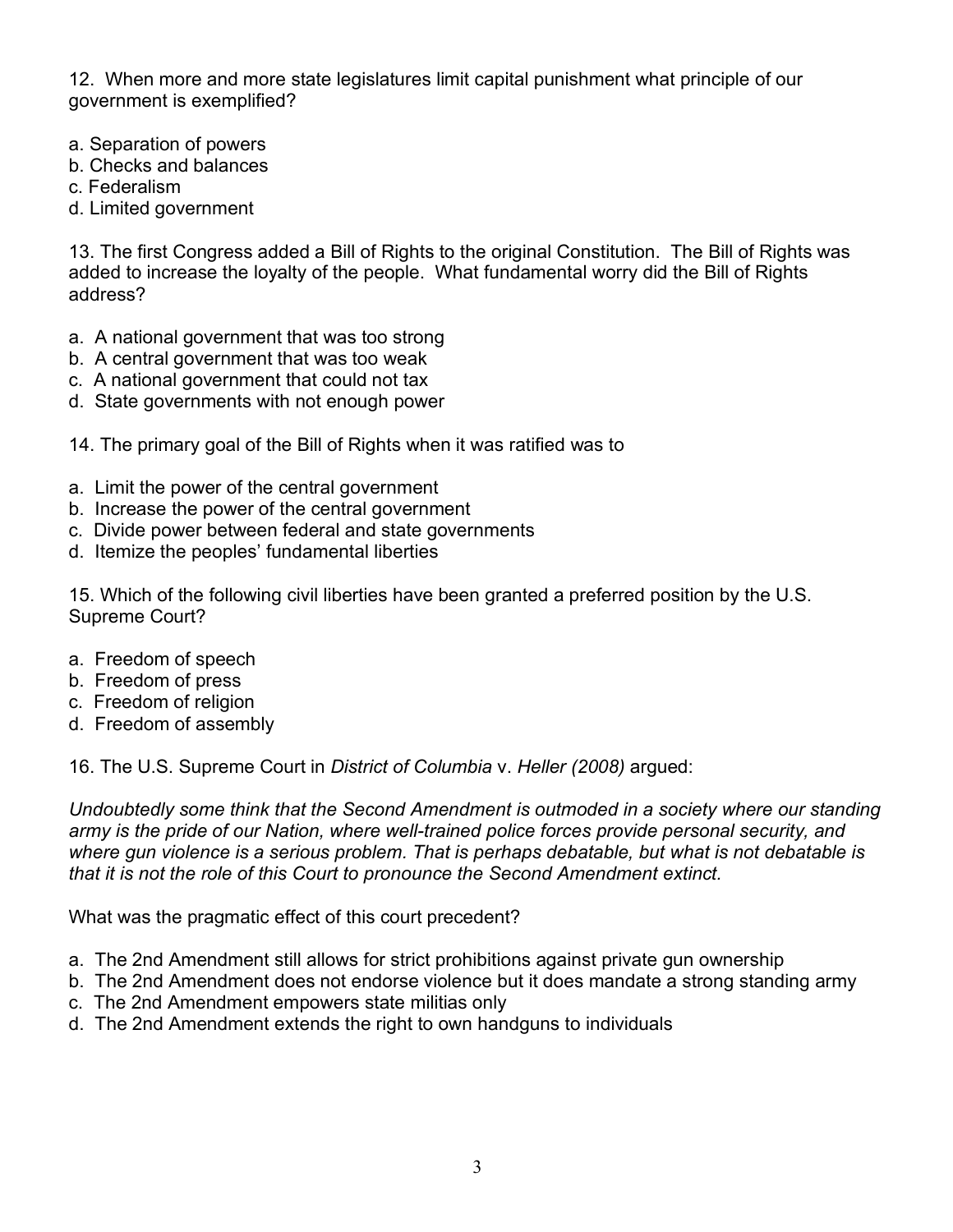12. When more and more state legislatures limit capital punishment what principle of our government is exemplified?

a. Separation of powers
b. Checks and balances
c. Federalism
d. Limited government

13. The first Congress added a Bill of Rights to the original Constitution. The Bill of Rights was added to increase the loyalty of the people. What fundamental worry did the Bill of Rights address?

a. A national government that was too strong
b. A central government that was too weak
c. A national government that could not tax
d. State governments with not enough power

14. The primary goal of the Bill of Rights when it was ratified was to

a. Limit the power of the central government
b. Increase the power of the central government
c. Divide power between federal and state governments
d. Itemize the peoples' fundamental liberties

15. Which of the following civil liberties have been granted a preferred position by the U.S. Supreme Court?

a. Freedom of speech
b. Freedom of press
c. Freedom of religion
d. Freedom of assembly

16. The U.S. Supreme Court in *District of Columbia* v. *Heller (2008)* argued:

*Undoubtedly some think that the Second Amendment is outmoded in a society where our standing army is the pride of our Nation, where well-trained police forces provide personal security, and where gun violence is a serious problem. That is perhaps debatable, but what is not debatable is that it is not the role of this Court to pronounce the Second Amendment extinct.*

What was the pragmatic effect of this court precedent?

a. The 2nd Amendment still allows for strict prohibitions against private gun ownership
b. The 2nd Amendment does not endorse violence but it does mandate a strong standing army
c. The 2nd Amendment empowers state militias only
d. The 2nd Amendment extends the right to own handguns to individuals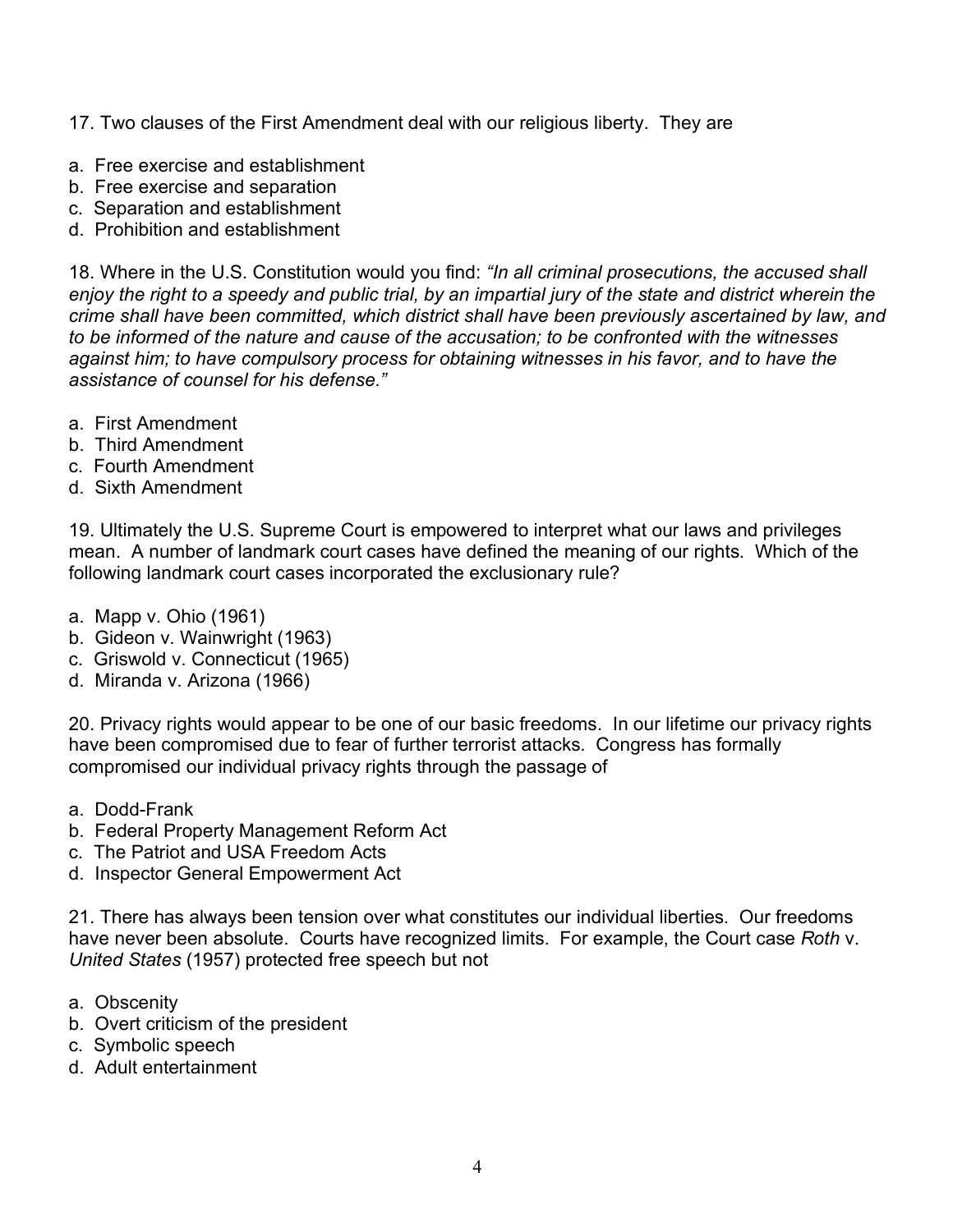17. Two clauses of the First Amendment deal with our religious liberty. They are

a. Free exercise and establishment
b. Free exercise and separation
c. Separation and establishment
d. Prohibition and establishment

18. Where in the U.S. Constitution would you find: *"In all criminal prosecutions, the accused shall enjoy the right to a speedy and public trial, by an impartial jury of the state and district wherein the crime shall have been committed, which district shall have been previously ascertained by law, and to be informed of the nature and cause of the accusation; to be confronted with the witnesses against him; to have compulsory process for obtaining witnesses in his favor, and to have the assistance of counsel for his defense."*

a. First Amendment
b. Third Amendment
c. Fourth Amendment
d. Sixth Amendment

19. Ultimately the U.S. Supreme Court is empowered to interpret what our laws and privileges mean. A number of landmark court cases have defined the meaning of our rights. Which of the following landmark court cases incorporated the exclusionary rule?

a. Mapp v. Ohio (1961)
b. Gideon v. Wainwright (1963)
c. Griswold v. Connecticut (1965)
d. Miranda v. Arizona (1966)

20. Privacy rights would appear to be one of our basic freedoms. In our lifetime our privacy rights have been compromised due to fear of further terrorist attacks. Congress has formally compromised our individual privacy rights through the passage of

a. Dodd-Frank
b. Federal Property Management Reform Act
c. The Patriot and USA Freedom Acts
d. Inspector General Empowerment Act

21. There has always been tension over what constitutes our individual liberties. Our freedoms have never been absolute. Courts have recognized limits. For example, the Court case *Roth* v. *United States* (1957) protected free speech but not

a. Obscenity
b. Overt criticism of the president
c. Symbolic speech
d. Adult entertainment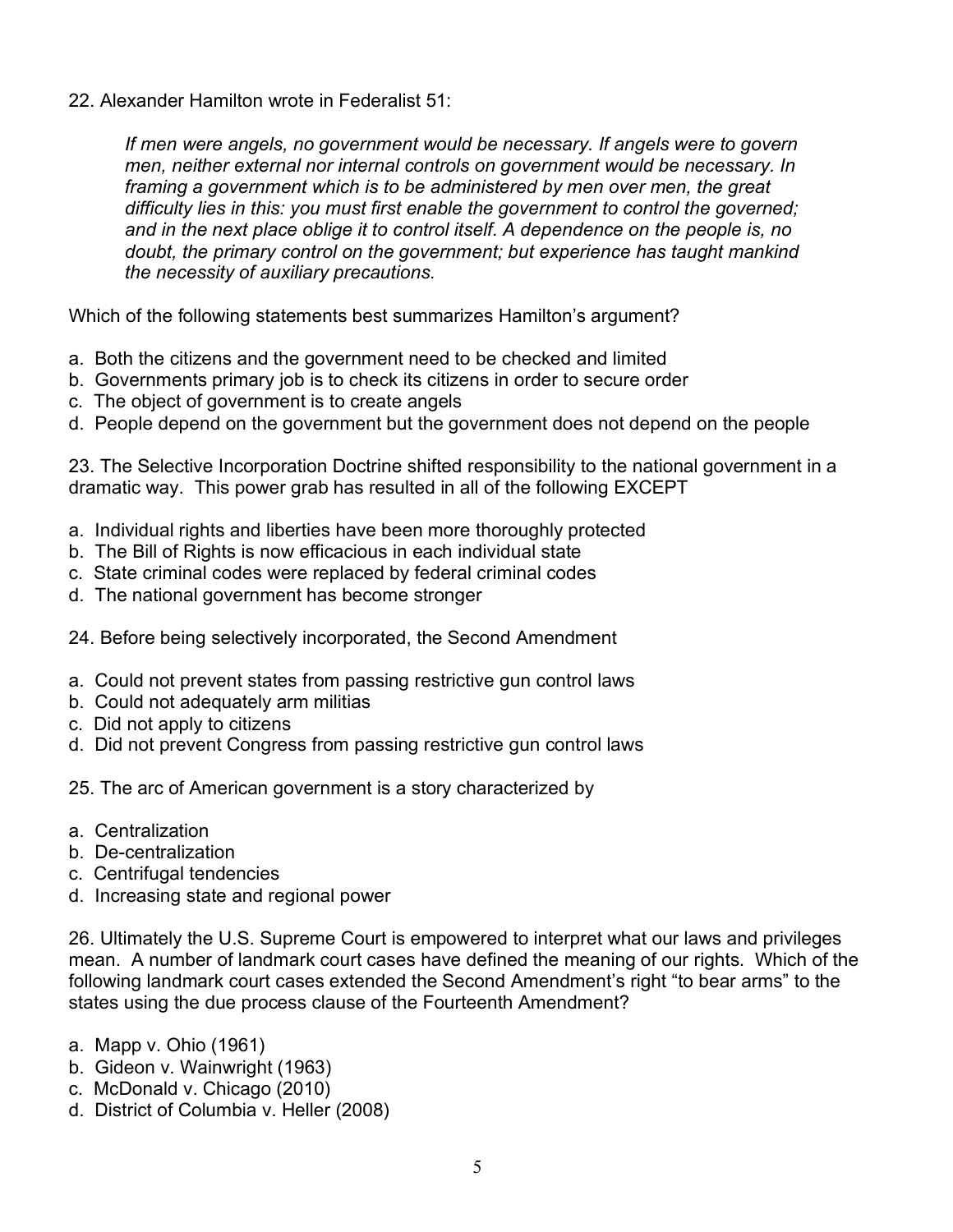22. Alexander Hamilton wrote in Federalist 51:

> *If men were angels, no government would be necessary. If angels were to govern men, neither external nor internal controls on government would be necessary. In framing a government which is to be administered by men over men, the great difficulty lies in this: you must first enable the government to control the governed; and in the next place oblige it to control itself. A dependence on the people is, no doubt, the primary control on the government; but experience has taught mankind the necessity of auxiliary precautions.*

Which of the following statements best summarizes Hamilton's argument?

a. Both the citizens and the government need to be checked and limited
b. Governments primary job is to check its citizens in order to secure order
c. The object of government is to create angels
d. People depend on the government but the government does not depend on the people

23. The Selective Incorporation Doctrine shifted responsibility to the national government in a dramatic way. This power grab has resulted in all of the following EXCEPT

a. Individual rights and liberties have been more thoroughly protected
b. The Bill of Rights is now efficacious in each individual state
c. State criminal codes were replaced by federal criminal codes
d. The national government has become stronger

24. Before being selectively incorporated, the Second Amendment

a. Could not prevent states from passing restrictive gun control laws
b. Could not adequately arm militias
c. Did not apply to citizens
d. Did not prevent Congress from passing restrictive gun control laws

25. The arc of American government is a story characterized by

a. Centralization
b. De-centralization
c. Centrifugal tendencies
d. Increasing state and regional power

26. Ultimately the U.S. Supreme Court is empowered to interpret what our laws and privileges mean. A number of landmark court cases have defined the meaning of our rights. Which of the following landmark court cases extended the Second Amendment's right "to bear arms" to the states using the due process clause of the Fourteenth Amendment?

a. Mapp v. Ohio (1961)
b. Gideon v. Wainwright (1963)
c. McDonald v. Chicago (2010)
d. District of Columbia v. Heller (2008)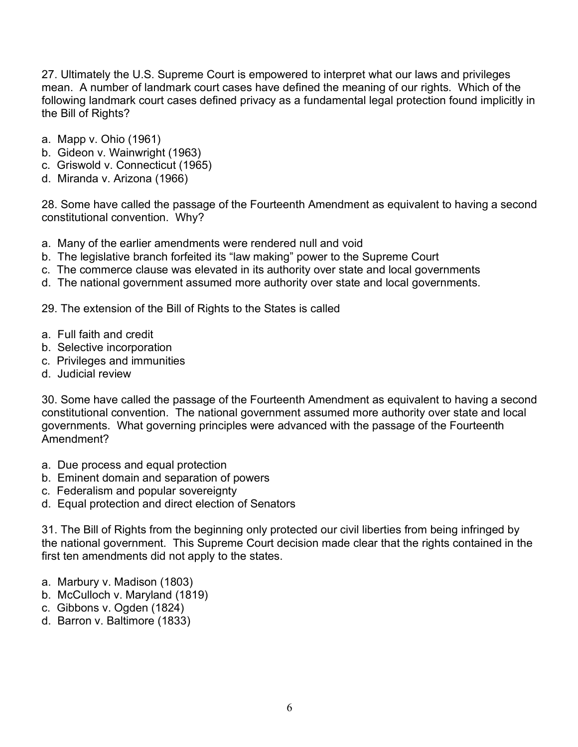27. Ultimately the U.S. Supreme Court is empowered to interpret what our laws and privileges mean. A number of landmark court cases have defined the meaning of our rights. Which of the following landmark court cases defined privacy as a fundamental legal protection found implicitly in the Bill of Rights?

a. Mapp v. Ohio (1961)
b. Gideon v. Wainwright (1963)
c. Griswold v. Connecticut (1965)
d. Miranda v. Arizona (1966)

28. Some have called the passage of the Fourteenth Amendment as equivalent to having a second constitutional convention. Why?

a. Many of the earlier amendments were rendered null and void
b. The legislative branch forfeited its "law making" power to the Supreme Court
c. The commerce clause was elevated in its authority over state and local governments
d. The national government assumed more authority over state and local governments.

29. The extension of the Bill of Rights to the States is called

a. Full faith and credit
b. Selective incorporation
c. Privileges and immunities
d. Judicial review

30. Some have called the passage of the Fourteenth Amendment as equivalent to having a second constitutional convention. The national government assumed more authority over state and local governments. What governing principles were advanced with the passage of the Fourteenth Amendment?

a. Due process and equal protection
b. Eminent domain and separation of powers
c. Federalism and popular sovereignty
d. Equal protection and direct election of Senators

31. The Bill of Rights from the beginning only protected our civil liberties from being infringed by the national government. This Supreme Court decision made clear that the rights contained in the first ten amendments did not apply to the states.

a. Marbury v. Madison (1803)
b. McCulloch v. Maryland (1819)
c. Gibbons v. Ogden (1824)
d. Barron v. Baltimore (1833)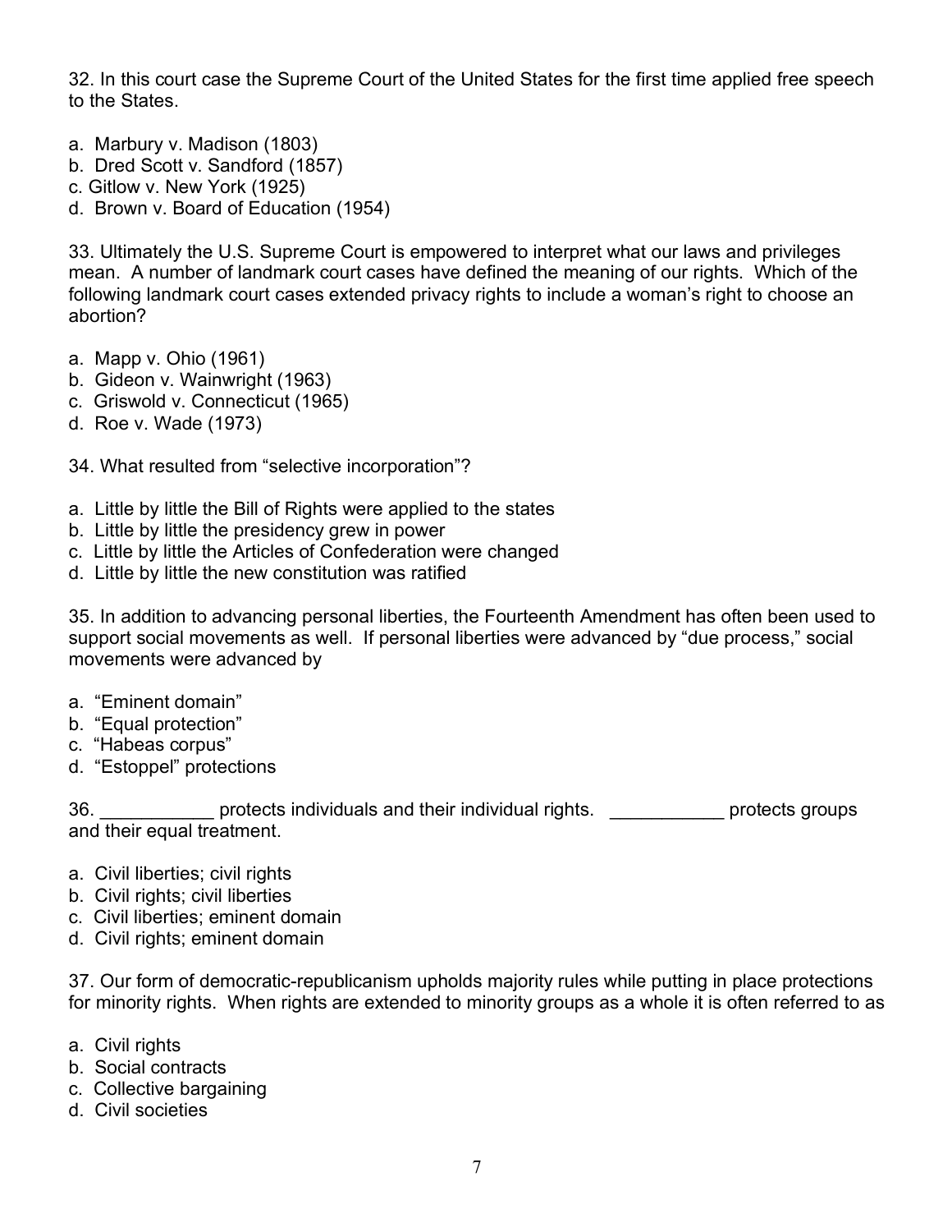32. In this court case the Supreme Court of the United States for the first time applied free speech to the States.

a. Marbury v. Madison (1803)
b. Dred Scott v. Sandford (1857)
c. Gitlow v. New York (1925)
d. Brown v. Board of Education (1954)

33. Ultimately the U.S. Supreme Court is empowered to interpret what our laws and privileges mean. A number of landmark court cases have defined the meaning of our rights. Which of the following landmark court cases extended privacy rights to include a woman's right to choose an abortion?

a. Mapp v. Ohio (1961)
b. Gideon v. Wainwright (1963)
c. Griswold v. Connecticut (1965)
d. Roe v. Wade (1973)

34. What resulted from "selective incorporation"?

a. Little by little the Bill of Rights were applied to the states
b. Little by little the presidency grew in power
c. Little by little the Articles of Confederation were changed
d. Little by little the new constitution was ratified

35. In addition to advancing personal liberties, the Fourteenth Amendment has often been used to support social movements as well. If personal liberties were advanced by "due process," social movements were advanced by

a. "Eminent domain"
b. "Equal protection"
c. "Habeas corpus"
d. "Estoppel" protections

36. ___________ protects individuals and their individual rights. ___________ protects groups and their equal treatment.

a. Civil liberties; civil rights
b. Civil rights; civil liberties
c. Civil liberties; eminent domain
d. Civil rights; eminent domain

37. Our form of democratic-republicanism upholds majority rules while putting in place protections for minority rights. When rights are extended to minority groups as a whole it is often referred to as

a. Civil rights
b. Social contracts
c. Collective bargaining
d. Civil societies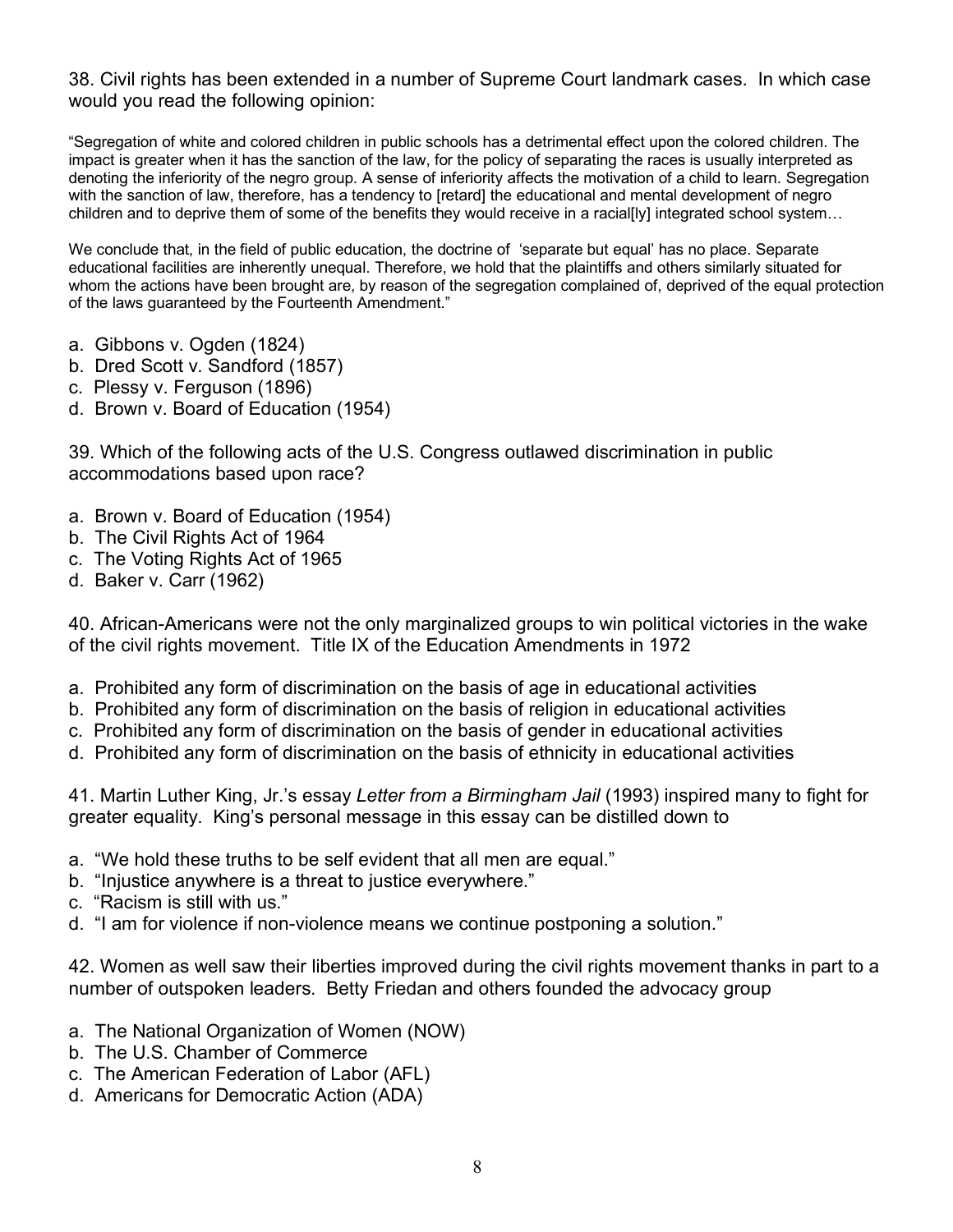38. Civil rights has been extended in a number of Supreme Court landmark cases. In which case would you read the following opinion:

"Segregation of white and colored children in public schools has a detrimental effect upon the colored children. The impact is greater when it has the sanction of the law, for the policy of separating the races is usually interpreted as denoting the inferiority of the negro group. A sense of inferiority affects the motivation of a child to learn. Segregation with the sanction of law, therefore, has a tendency to [retard] the educational and mental development of negro children and to deprive them of some of the benefits they would receive in a racial[ly] integrated school system…

We conclude that, in the field of public education, the doctrine of 'separate but equal' has no place. Separate educational facilities are inherently unequal. Therefore, we hold that the plaintiffs and others similarly situated for whom the actions have been brought are, by reason of the segregation complained of, deprived of the equal protection of the laws guaranteed by the Fourteenth Amendment."

a. Gibbons v. Ogden (1824)
b. Dred Scott v. Sandford (1857)
c. Plessy v. Ferguson (1896)
d. Brown v. Board of Education (1954)

39. Which of the following acts of the U.S. Congress outlawed discrimination in public accommodations based upon race?

a. Brown v. Board of Education (1954)
b. The Civil Rights Act of 1964
c. The Voting Rights Act of 1965
d. Baker v. Carr (1962)

40. African-Americans were not the only marginalized groups to win political victories in the wake of the civil rights movement. Title IX of the Education Amendments in 1972

a. Prohibited any form of discrimination on the basis of age in educational activities
b. Prohibited any form of discrimination on the basis of religion in educational activities
c. Prohibited any form of discrimination on the basis of gender in educational activities
d. Prohibited any form of discrimination on the basis of ethnicity in educational activities

41. Martin Luther King, Jr.'s essay *Letter from a Birmingham Jail* (1993) inspired many to fight for greater equality. King's personal message in this essay can be distilled down to

a. "We hold these truths to be self evident that all men are equal."
b. "Injustice anywhere is a threat to justice everywhere."
c. "Racism is still with us."
d. "I am for violence if non-violence means we continue postponing a solution."

42. Women as well saw their liberties improved during the civil rights movement thanks in part to a number of outspoken leaders. Betty Friedan and others founded the advocacy group

a. The National Organization of Women (NOW)
b. The U.S. Chamber of Commerce
c. The American Federation of Labor (AFL)
d. Americans for Democratic Action (ADA)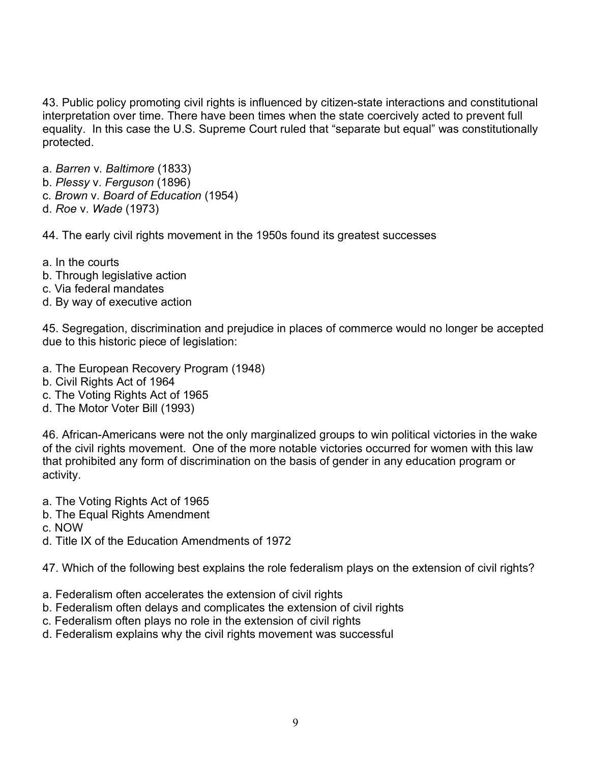43. Public policy promoting civil rights is influenced by citizen-state interactions and constitutional interpretation over time. There have been times when the state coercively acted to prevent full equality. In this case the U.S. Supreme Court ruled that "separate but equal" was constitutionally protected.

a. *Barren* v. *Baltimore* (1833)
b. *Plessy* v. *Ferguson* (1896)
c. *Brown* v. *Board of Education* (1954)
d. *Roe* v. *Wade* (1973)

44. The early civil rights movement in the 1950s found its greatest successes

a. In the courts
b. Through legislative action
c. Via federal mandates
d. By way of executive action

45. Segregation, discrimination and prejudice in places of commerce would no longer be accepted due to this historic piece of legislation:

a. The European Recovery Program (1948)
b. Civil Rights Act of 1964
c. The Voting Rights Act of 1965
d. The Motor Voter Bill (1993)

46. African-Americans were not the only marginalized groups to win political victories in the wake of the civil rights movement. One of the more notable victories occurred for women with this law that prohibited any form of discrimination on the basis of gender in any education program or activity.

a. The Voting Rights Act of 1965
b. The Equal Rights Amendment
c. NOW
d. Title IX of the Education Amendments of 1972

47. Which of the following best explains the role federalism plays on the extension of civil rights?

a. Federalism often accelerates the extension of civil rights
b. Federalism often delays and complicates the extension of civil rights
c. Federalism often plays no role in the extension of civil rights
d. Federalism explains why the civil rights movement was successful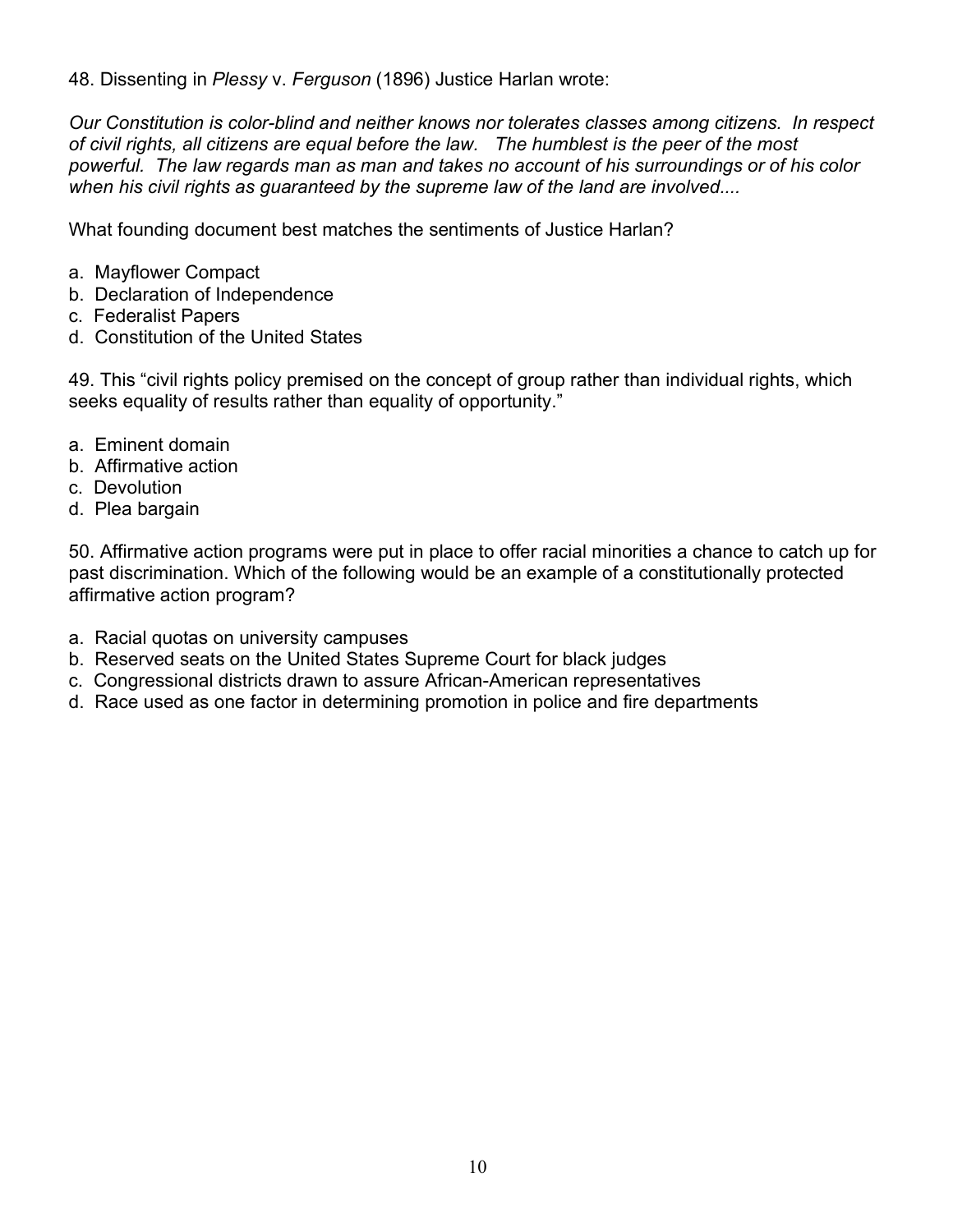48. Dissenting in *Plessy* v. *Ferguson* (1896) Justice Harlan wrote:

*Our Constitution is color-blind and neither knows nor tolerates classes among citizens. In respect of civil rights, all citizens are equal before the law. The humblest is the peer of the most powerful. The law regards man as man and takes no account of his surroundings or of his color when his civil rights as guaranteed by the supreme law of the land are involved....*

What founding document best matches the sentiments of Justice Harlan?

a. Mayflower Compact
b. Declaration of Independence
c. Federalist Papers
d. Constitution of the United States

49. This "civil rights policy premised on the concept of group rather than individual rights, which seeks equality of results rather than equality of opportunity."

a. Eminent domain
b. Affirmative action
c. Devolution
d. Plea bargain

50. Affirmative action programs were put in place to offer racial minorities a chance to catch up for past discrimination. Which of the following would be an example of a constitutionally protected affirmative action program?

a. Racial quotas on university campuses
b. Reserved seats on the United States Supreme Court for black judges
c. Congressional districts drawn to assure African-American representatives
d. Race used as one factor in determining promotion in police and fire departments